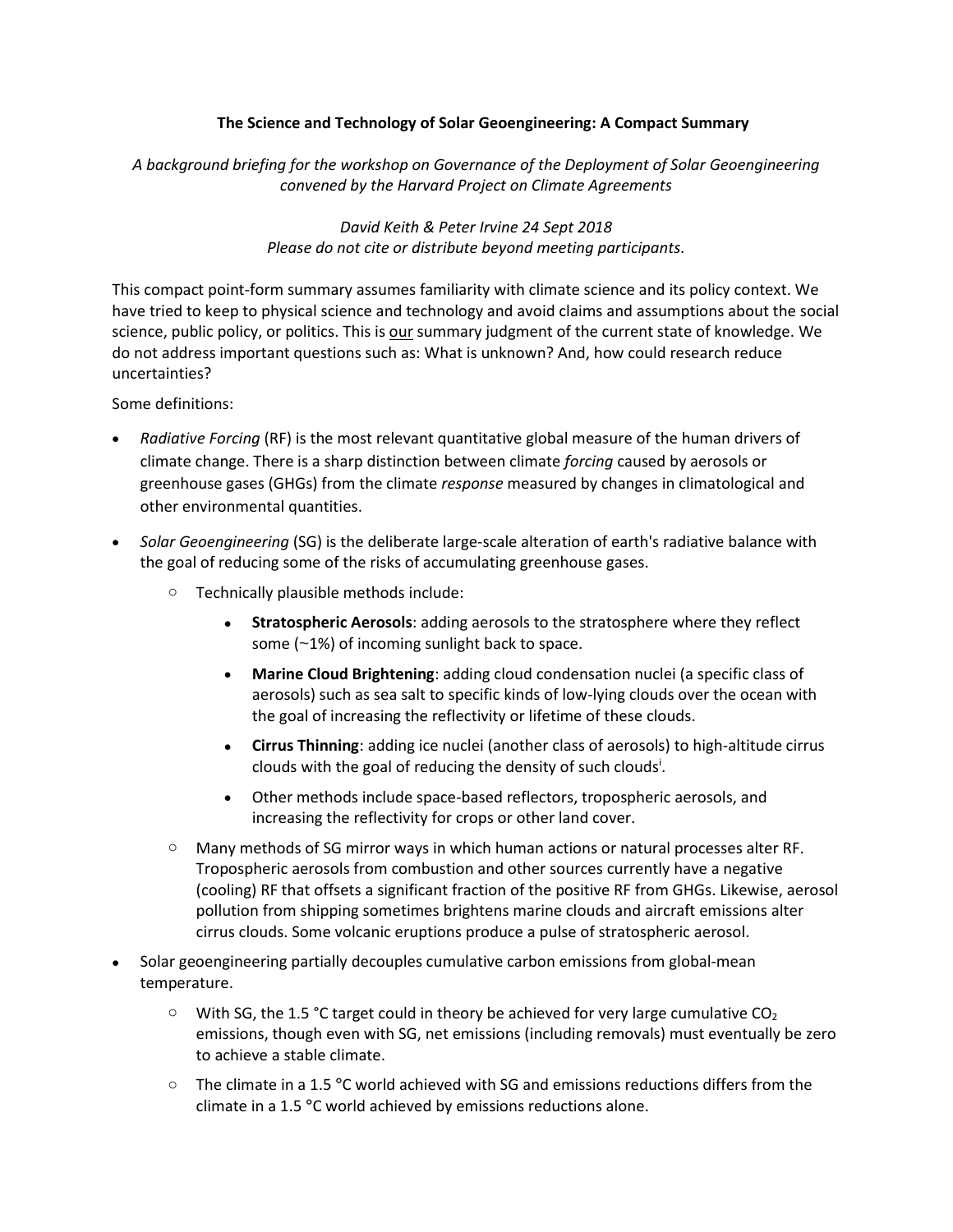# The Science and Technology of Solar Geoengineering: A Compact Summary

*A background briefing for the workshop on Governance of the Deployment of Solar Geoengineering convened by the Harvard Project on Climate Agreements*

*David Keith & Peter Irvine 24 Sept 2018*
*Please do not cite or distribute beyond meeting participants.*

This compact point-form summary assumes familiarity with climate science and its policy context. We have tried to keep to physical science and technology and avoid claims and assumptions about the social science, public policy, or politics. This is <u>our</u> summary judgment of the current state of knowledge. We do not address important questions such as: What is unknown? And, how could research reduce uncertainties?

Some definitions:

- *Radiative Forcing* (RF) is the most relevant quantitative global measure of the human drivers of climate change. There is a sharp distinction between climate *forcing* caused by aerosols or greenhouse gases (GHGs) from the climate *response* measured by changes in climatological and other environmental quantities.
- *Solar Geoengineering* (SG) is the deliberate large-scale alteration of earth's radiative balance with the goal of reducing some of the risks of accumulating greenhouse gases.
  - Technically plausible methods include:
    - **Stratospheric Aerosols**: adding aerosols to the stratosphere where they reflect some (~1%) of incoming sunlight back to space.
    - **Marine Cloud Brightening**: adding cloud condensation nuclei (a specific class of aerosols) such as sea salt to specific kinds of low-lying clouds over the ocean with the goal of increasing the reflectivity or lifetime of these clouds.
    - **Cirrus Thinning**: adding ice nuclei (another class of aerosols) to high-altitude cirrus clouds with the goal of reducing the density of such clouds[i].
    - Other methods include space-based reflectors, tropospheric aerosols, and increasing the reflectivity for crops or other land cover.
  - Many methods of SG mirror ways in which human actions or natural processes alter RF. Tropospheric aerosols from combustion and other sources currently have a negative (cooling) RF that offsets a significant fraction of the positive RF from GHGs. Likewise, aerosol pollution from shipping sometimes brightens marine clouds and aircraft emissions alter cirrus clouds. Some volcanic eruptions produce a pulse of stratospheric aerosol.
- Solar geoengineering partially decouples cumulative carbon emissions from global-mean temperature.
  - With SG, the 1.5 °C target could in theory be achieved for very large cumulative $CO_2$ emissions, though even with SG, net emissions (including removals) must eventually be zero to achieve a stable climate.
  - The climate in a 1.5 °C world achieved with SG and emissions reductions differs from the climate in a 1.5 °C world achieved by emissions reductions alone.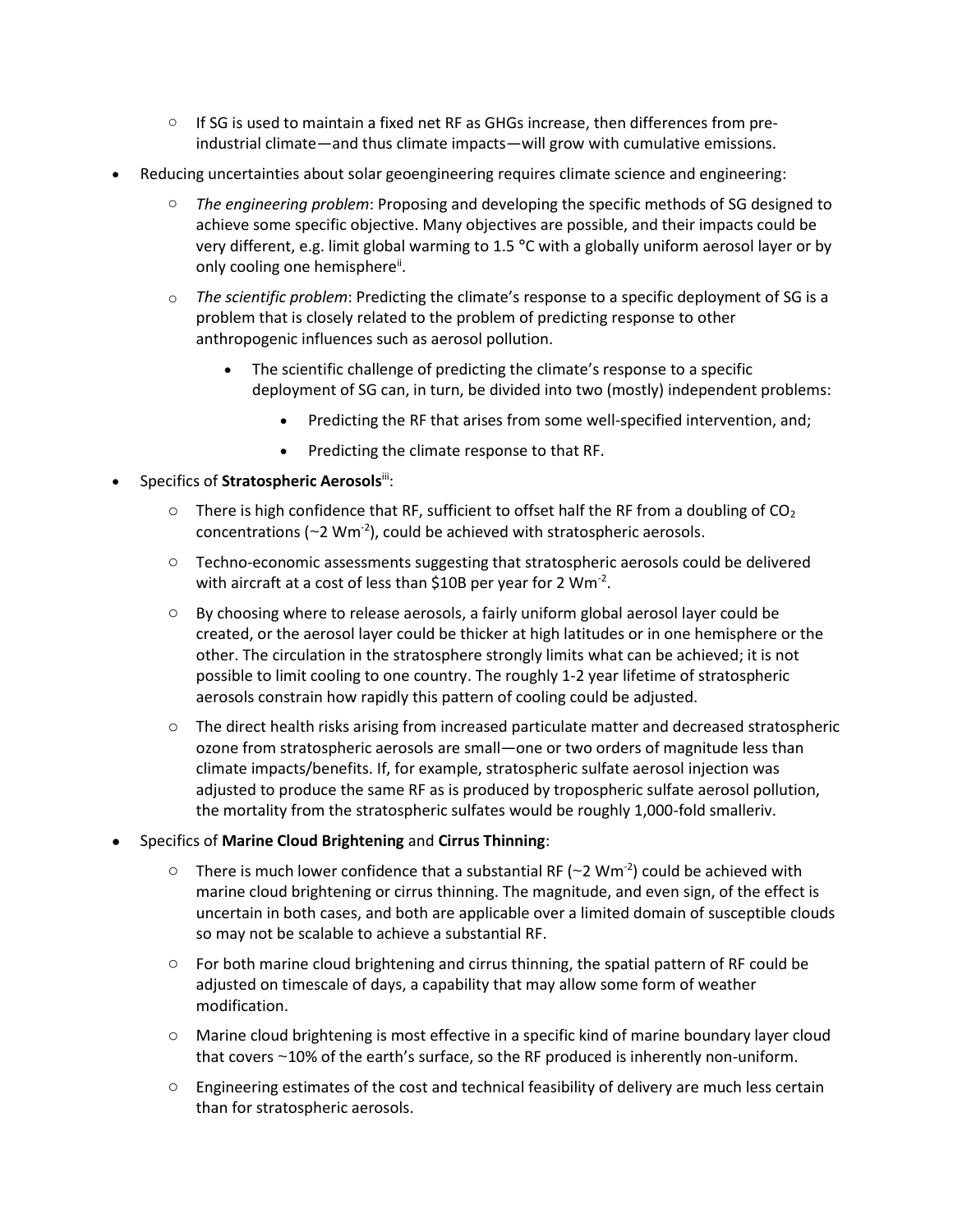- If SG is used to maintain a fixed net RF as GHGs increase, then differences from pre-industrial climate—and thus climate impacts—will grow with cumulative emissions.

- Reducing uncertainties about solar geoengineering requires climate science and engineering:
  - *The engineering problem*: Proposing and developing the specific methods of SG designed to achieve some specific objective. Many objectives are possible, and their impacts could be very different, e.g. limit global warming to 1.5 °C with a globally uniform aerosol layer or by only cooling one hemisphere[ii].
  - *The scientific problem*: Predicting the climate's response to a specific deployment of SG is a problem that is closely related to the problem of predicting response to other anthropogenic influences such as aerosol pollution.
    - The scientific challenge of predicting the climate's response to a specific deployment of SG can, in turn, be divided into two (mostly) independent problems:
      - Predicting the RF that arises from some well-specified intervention, and;
      - Predicting the climate response to that RF.

- Specifics of **Stratospheric Aerosols**[iii]:
  - There is high confidence that RF, sufficient to offset half the RF from a doubling of $CO_2$ concentrations (~2 $Wm^{-2}$), could be achieved with stratospheric aerosols.
  - Techno-economic assessments suggesting that stratospheric aerosols could be delivered with aircraft at a cost of less than $10B per year for 2 $Wm^{-2}$.
  - By choosing where to release aerosols, a fairly uniform global aerosol layer could be created, or the aerosol layer could be thicker at high latitudes or in one hemisphere or the other. The circulation in the stratosphere strongly limits what can be achieved; it is not possible to limit cooling to one country. The roughly 1-2 year lifetime of stratospheric aerosols constrain how rapidly this pattern of cooling could be adjusted.
  - The direct health risks arising from increased particulate matter and decreased stratospheric ozone from stratospheric aerosols are small—one or two orders of magnitude less than climate impacts/benefits. If, for example, stratospheric sulfate aerosol injection was adjusted to produce the same RF as is produced by tropospheric sulfate aerosol pollution, the mortality from the stratospheric sulfates would be roughly 1,000-fold smaller[iv].

- Specifics of **Marine Cloud Brightening** and **Cirrus Thinning**:
  - There is much lower confidence that a substantial RF (~2 $Wm^{-2}$) could be achieved with marine cloud brightening or cirrus thinning. The magnitude, and even sign, of the effect is uncertain in both cases, and both are applicable over a limited domain of susceptible clouds so may not be scalable to achieve a substantial RF.
  - For both marine cloud brightening and cirrus thinning, the spatial pattern of RF could be adjusted on timescale of days, a capability that may allow some form of weather modification.
  - Marine cloud brightening is most effective in a specific kind of marine boundary layer cloud that covers ~10% of the earth's surface, so the RF produced is inherently non-uniform.
  - Engineering estimates of the cost and technical feasibility of delivery are much less certain than for stratospheric aerosols.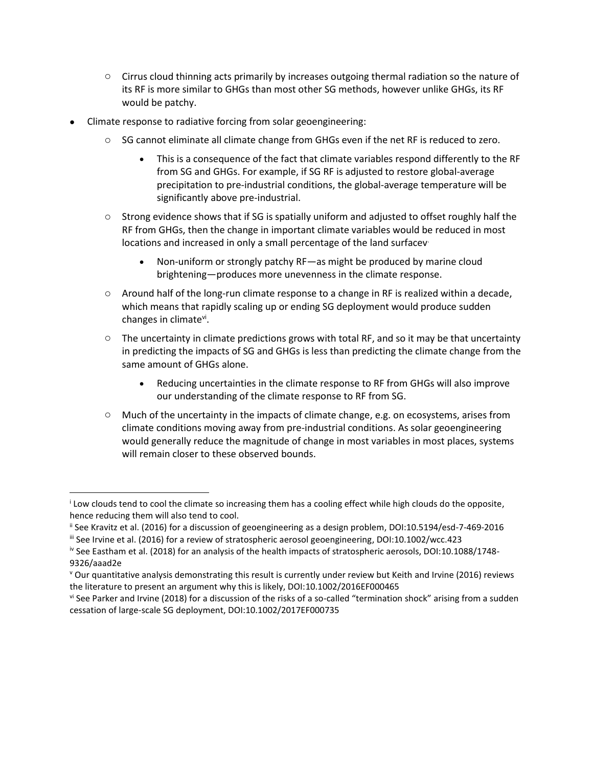- Cirrus cloud thinning acts primarily by increases outgoing thermal radiation so the nature of its RF is more similar to GHGs than most other SG methods, however unlike GHGs, its RF would be patchy.
- Climate response to radiative forcing from solar geoengineering:
    - SG cannot eliminate all climate change from GHGs even if the net RF is reduced to zero.
        - This is a consequence of the fact that climate variables respond differently to the RF from SG and GHGs. For example, if SG RF is adjusted to restore global-average precipitation to pre-industrial conditions, the global-average temperature will be significantly above pre-industrial.
    - Strong evidence shows that if SG is spatially uniform and adjusted to offset roughly half the RF from GHGs, then the change in important climate variables would be reduced in most locations and increased in only a small percentage of the land surface[v].
        - Non-uniform or strongly patchy RF—as might be produced by marine cloud brightening—produces more unevenness in the climate response.
    - Around half of the long-run climate response to a change in RF is realized within a decade, which means that rapidly scaling up or ending SG deployment would produce sudden changes in climate[vi].
    - The uncertainty in climate predictions grows with total RF, and so it may be that uncertainty in predicting the impacts of SG and GHGs is less than predicting the climate change from the same amount of GHGs alone.
        - Reducing uncertainties in the climate response to RF from GHGs will also improve our understanding of the climate response to RF from SG.
    - Much of the uncertainty in the impacts of climate change, e.g. on ecosystems, arises from climate conditions moving away from pre-industrial conditions. As solar geoengineering would generally reduce the magnitude of change in most variables in most places, systems will remain closer to these observed bounds.

---

[i] Low clouds tend to cool the climate so increasing them has a cooling effect while high clouds do the opposite, hence reducing them will also tend to cool.

[ii] See Kravitz et al. (2016) for a discussion of geoengineering as a design problem, DOI:10.5194/esd-7-469-2016

[iii] See Irvine et al. (2016) for a review of stratospheric aerosol geoengineering, DOI:10.1002/wcc.423

[iv] See Eastham et al. (2018) for an analysis of the health impacts of stratospheric aerosols, DOI:10.1088/1748-9326/aaad2e

[v] Our quantitative analysis demonstrating this result is currently under review but Keith and Irvine (2016) reviews the literature to present an argument why this is likely, DOI:10.1002/2016EF000465

[vi] See Parker and Irvine (2018) for a discussion of the risks of a so-called "termination shock" arising from a sudden cessation of large-scale SG deployment, DOI:10.1002/2017EF000735